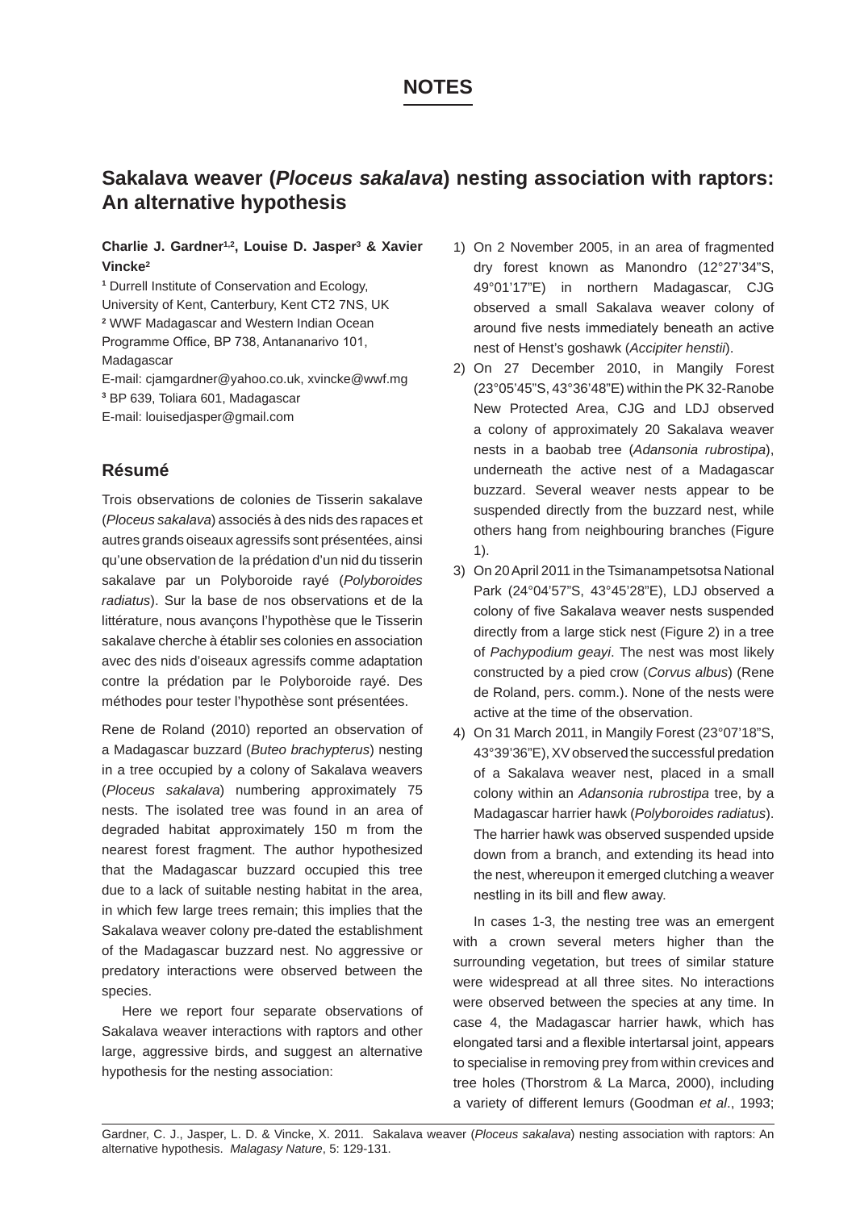# NOTES

## Sakalava weaver (*Ploceus sakalava*) nesting association with raptors: An alternative hypothesis

**Charlie J. Gardner[1,2], Louise D. Jasper[3] & Xavier Vincke[2]**

[1] Durrell Institute of Conservation and Ecology, University of Kent, Canterbury, Kent CT2 7NS, UK
[2] WWF Madagascar and Western Indian Ocean Programme Office, BP 738, Antananarivo 101, Madagascar
E-mail: cjamgardner@yahoo.co.uk, xvincke@wwf.mg
[3] BP 639, Toliara 601, Madagascar
E-mail: louisedjasper@gmail.com

### Résumé

Trois observations de colonies de Tisserin sakalave (*Ploceus sakalava*) associés à des nids des rapaces et autres grands oiseaux agressifs sont présentées, ainsi qu'une observation de la prédation d'un nid du tisserin sakalave par un Polyboroide rayé (*Polyboroides radiatus*). Sur la base de nos observations et de la littérature, nous avançons l'hypothèse que le Tisserin sakalave cherche à établir ses colonies en association avec des nids d'oiseaux agressifs comme adaptation contre la prédation par le Polyboroide rayé. Des méthodes pour tester l'hypothèse sont présentées.

Rene de Roland (2010) reported an observation of a Madagascar buzzard (*Buteo brachypterus*) nesting in a tree occupied by a colony of Sakalava weavers (*Ploceus sakalava*) numbering approximately 75 nests. The isolated tree was found in an area of degraded habitat approximately 150 m from the nearest forest fragment. The author hypothesized that the Madagascar buzzard occupied this tree due to a lack of suitable nesting habitat in the area, in which few large trees remain; this implies that the Sakalava weaver colony pre-dated the establishment of the Madagascar buzzard nest. No aggressive or predatory interactions were observed between the species.

Here we report four separate observations of Sakalava weaver interactions with raptors and other large, aggressive birds, and suggest an alternative hypothesis for the nesting association:

1) On 2 November 2005, in an area of fragmented dry forest known as Manondro (12°27'34"S, 49°01'17"E) in northern Madagascar, CJG observed a small Sakalava weaver colony of around five nests immediately beneath an active nest of Henst's goshawk (*Accipiter henstii*).
2) On 27 December 2010, in Mangily Forest (23°05'45"S, 43°36'48"E) within the PK 32-Ranobe New Protected Area, CJG and LDJ observed a colony of approximately 20 Sakalava weaver nests in a baobab tree (*Adansonia rubrostipa*), underneath the active nest of a Madagascar buzzard. Several weaver nests appear to be suspended directly from the buzzard nest, while others hang from neighbouring branches (Figure 1).
3) On 20 April 2011 in the Tsimanampetsotsa National Park (24°04'57"S, 43°45'28"E), LDJ observed a colony of five Sakalava weaver nests suspended directly from a large stick nest (Figure 2) in a tree of *Pachypodium geayi*. The nest was most likely constructed by a pied crow (*Corvus albus*) (Rene de Roland, pers. comm.). None of the nests were active at the time of the observation.
4) On 31 March 2011, in Mangily Forest (23°07'18"S, 43°39'36"E), XV observed the successful predation of a Sakalava weaver nest, placed in a small colony within an *Adansonia rubrostipa* tree, by a Madagascar harrier hawk (*Polyboroides radiatus*). The harrier hawk was observed suspended upside down from a branch, and extending its head into the nest, whereupon it emerged clutching a weaver nestling in its bill and flew away.

In cases 1-3, the nesting tree was an emergent with a crown several meters higher than the surrounding vegetation, but trees of similar stature were widespread at all three sites. No interactions were observed between the species at any time. In case 4, the Madagascar harrier hawk, which has elongated tarsi and a flexible intertarsal joint, appears to specialise in removing prey from within crevices and tree holes (Thorstrom & La Marca, 2000), including a variety of different lemurs (Goodman *et al*., 1993;

Gardner, C. J., Jasper, L. D. & Vincke, X. 2011. Sakalava weaver (*Ploceus sakalava*) nesting association with raptors: An alternative hypothesis. *Malagasy Nature*, 5: 129-131.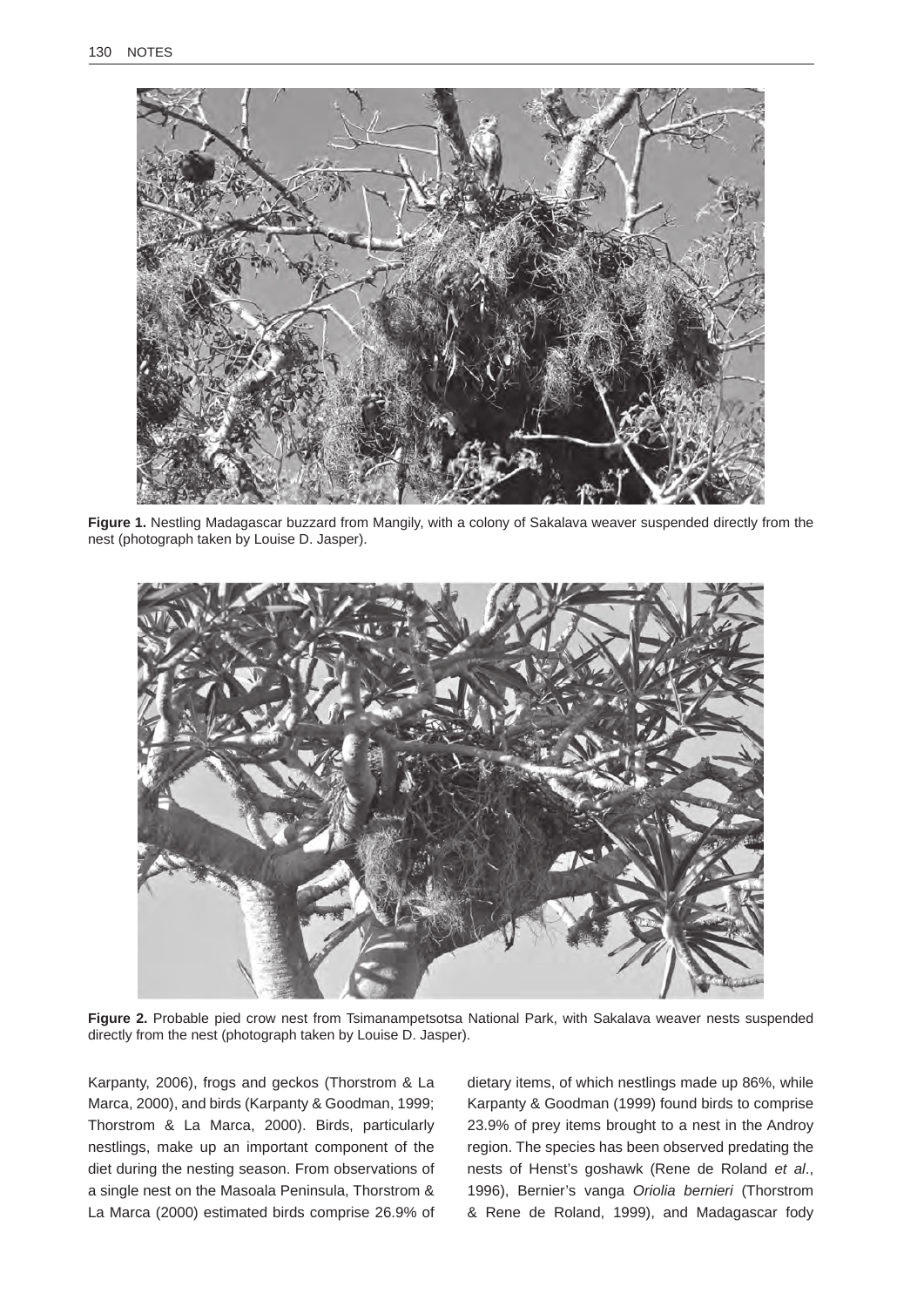**Figure 1.** Nestling Madagascar buzzard from Mangily, with a colony of Sakalava weaver suspended directly from the nest (photograph taken by Louise D. Jasper).

**Figure 2.** Probable pied crow nest from Tsimanampetsotsa National Park, with Sakalava weaver nests suspended directly from the nest (photograph taken by Louise D. Jasper).

Karpanty, 2006), frogs and geckos (Thorstrom & La Marca, 2000), and birds (Karpanty & Goodman, 1999; Thorstrom & La Marca, 2000). Birds, particularly nestlings, make up an important component of the diet during the nesting season. From observations of a single nest on the Masoala Peninsula, Thorstrom & La Marca (2000) estimated birds comprise 26.9% of dietary items, of which nestlings made up 86%, while Karpanty & Goodman (1999) found birds to comprise 23.9% of prey items brought to a nest in the Androy region. The species has been observed predating the nests of Henst's goshawk (Rene de Roland *et al*., 1996), Bernier's vanga *Oriolia bernieri* (Thorstrom & Rene de Roland, 1999), and Madagascar fody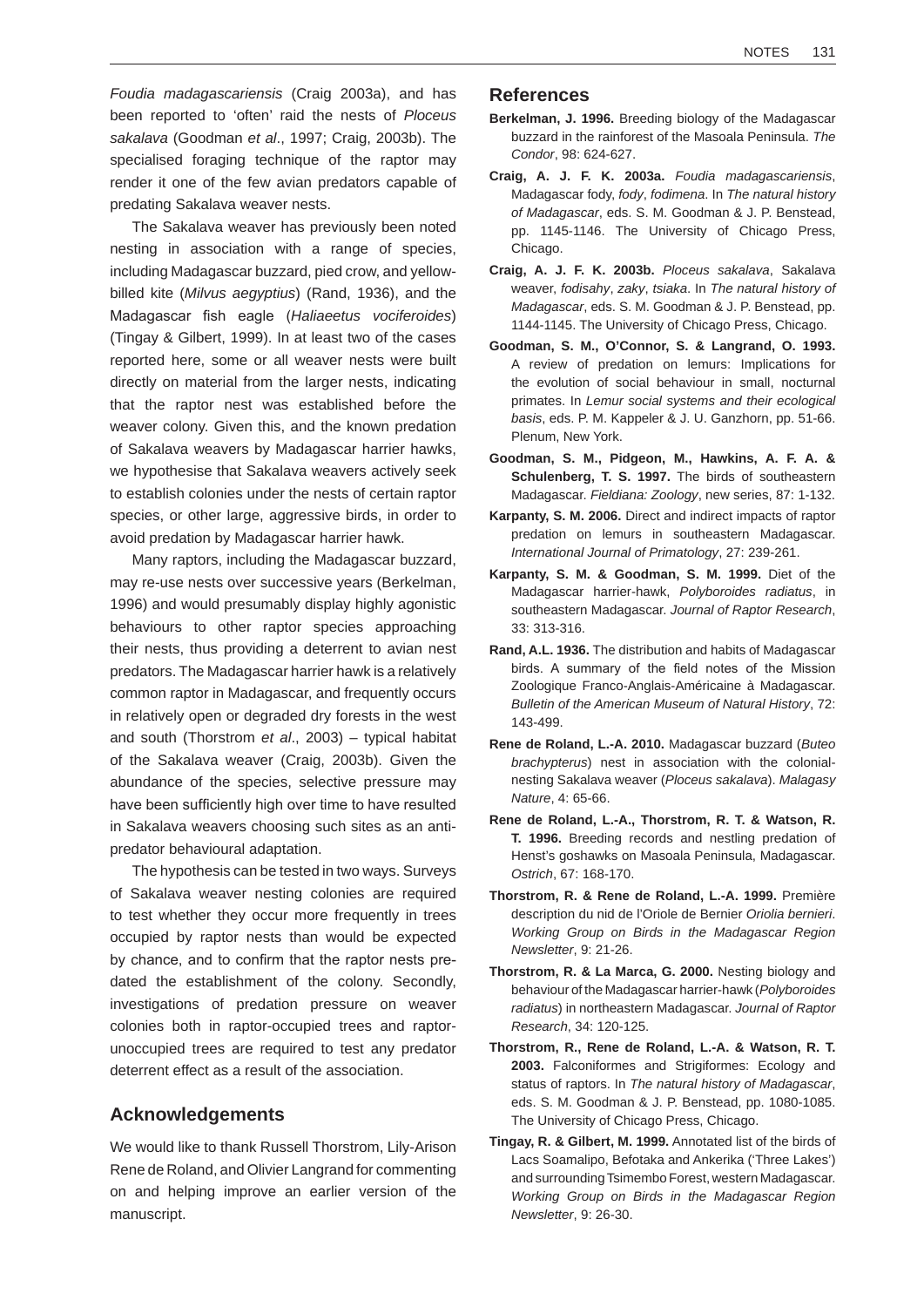*Foudia madagascariensis* (Craig 2003a), and has been reported to 'often' raid the nests of *Ploceus sakalava* (Goodman *et al*., 1997; Craig, 2003b). The specialised foraging technique of the raptor may render it one of the few avian predators capable of predating Sakalava weaver nests.

The Sakalava weaver has previously been noted nesting in association with a range of species, including Madagascar buzzard, pied crow, and yellow-billed kite (*Milvus aegyptius*) (Rand, 1936), and the Madagascar fish eagle (*Haliaeetus vociferoides*) (Tingay & Gilbert, 1999). In at least two of the cases reported here, some or all weaver nests were built directly on material from the larger nests, indicating that the raptor nest was established before the weaver colony. Given this, and the known predation of Sakalava weavers by Madagascar harrier hawks, we hypothesise that Sakalava weavers actively seek to establish colonies under the nests of certain raptor species, or other large, aggressive birds, in order to avoid predation by Madagascar harrier hawk.

Many raptors, including the Madagascar buzzard, may re-use nests over successive years (Berkelman, 1996) and would presumably display highly agonistic behaviours to other raptor species approaching their nests, thus providing a deterrent to avian nest predators. The Madagascar harrier hawk is a relatively common raptor in Madagascar, and frequently occurs in relatively open or degraded dry forests in the west and south (Thorstrom *et al*., 2003) – typical habitat of the Sakalava weaver (Craig, 2003b). Given the abundance of the species, selective pressure may have been sufficiently high over time to have resulted in Sakalava weavers choosing such sites as an anti-predator behavioural adaptation.

The hypothesis can be tested in two ways. Surveys of Sakalava weaver nesting colonies are required to test whether they occur more frequently in trees occupied by raptor nests than would be expected by chance, and to confirm that the raptor nests pre-dated the establishment of the colony. Secondly, investigations of predation pressure on weaver colonies both in raptor-occupied trees and raptor-unoccupied trees are required to test any predator deterrent effect as a result of the association.

## Acknowledgements

We would like to thank Russell Thorstrom, Lily-Arison Rene de Roland, and Olivier Langrand for commenting on and helping improve an earlier version of the manuscript.

## References

**Berkelman, J. 1996.** Breeding biology of the Madagascar buzzard in the rainforest of the Masoala Peninsula. *The Condor*, 98: 624-627.

**Craig, A. J. F. K. 2003a.** *Foudia madagascariensis*, Madagascar fody, *fody*, *fodimena*. In *The natural history of Madagascar*, eds. S. M. Goodman & J. P. Benstead, pp. 1145-1146. The University of Chicago Press, Chicago.

**Craig, A. J. F. K. 2003b.** *Ploceus sakalava*, Sakalava weaver, *fodisahy*, *zaky*, *tsiaka*. In *The natural history of Madagascar*, eds. S. M. Goodman & J. P. Benstead, pp. 1144-1145. The University of Chicago Press, Chicago.

**Goodman, S. M., O'Connor, S. & Langrand, O. 1993.** A review of predation on lemurs: Implications for the evolution of social behaviour in small, nocturnal primates. In *Lemur social systems and their ecological basis*, eds. P. M. Kappeler & J. U. Ganzhorn, pp. 51-66. Plenum, New York.

**Goodman, S. M., Pidgeon, M., Hawkins, A. F. A. & Schulenberg, T. S. 1997.** The birds of southeastern Madagascar. *Fieldiana: Zoology*, new series, 87: 1-132.

**Karpanty, S. M. 2006.** Direct and indirect impacts of raptor predation on lemurs in southeastern Madagascar. *International Journal of Primatology*, 27: 239-261.

**Karpanty, S. M. & Goodman, S. M. 1999.** Diet of the Madagascar harrier-hawk, *Polyboroides radiatus*, in southeastern Madagascar. *Journal of Raptor Research*, 33: 313-316.

**Rand, A.L. 1936.** The distribution and habits of Madagascar birds. A summary of the field notes of the Mission Zoologique Franco-Anglais-Américaine à Madagascar. *Bulletin of the American Museum of Natural History*, 72: 143-499.

**Rene de Roland, L.-A. 2010.** Madagascar buzzard (*Buteo brachypterus*) nest in association with the colonial-nesting Sakalava weaver (*Ploceus sakalava*). *Malagasy Nature*, 4: 65-66.

**Rene de Roland, L.-A., Thorstrom, R. T. & Watson, R. T. 1996.** Breeding records and nestling predation of Henst's goshawks on Masoala Peninsula, Madagascar. *Ostrich*, 67: 168-170.

**Thorstrom, R. & Rene de Roland, L.-A. 1999.** Première description du nid de l'Oriole de Bernier *Oriolia bernieri*. *Working Group on Birds in the Madagascar Region Newsletter*, 9: 21-26.

**Thorstrom, R. & La Marca, G. 2000.** Nesting biology and behaviour of the Madagascar harrier-hawk (*Polyboroides radiatus*) in northeastern Madagascar. *Journal of Raptor Research*, 34: 120-125.

**Thorstrom, R., Rene de Roland, L.-A. & Watson, R. T. 2003.** Falconiformes and Strigiformes: Ecology and status of raptors. In *The natural history of Madagascar*, eds. S. M. Goodman & J. P. Benstead, pp. 1080-1085. The University of Chicago Press, Chicago.

**Tingay, R. & Gilbert, M. 1999.** Annotated list of the birds of Lacs Soamalipo, Befotaka and Ankerika ('Three Lakes') and surrounding Tsimembo Forest, western Madagascar. *Working Group on Birds in the Madagascar Region Newsletter*, 9: 26-30.